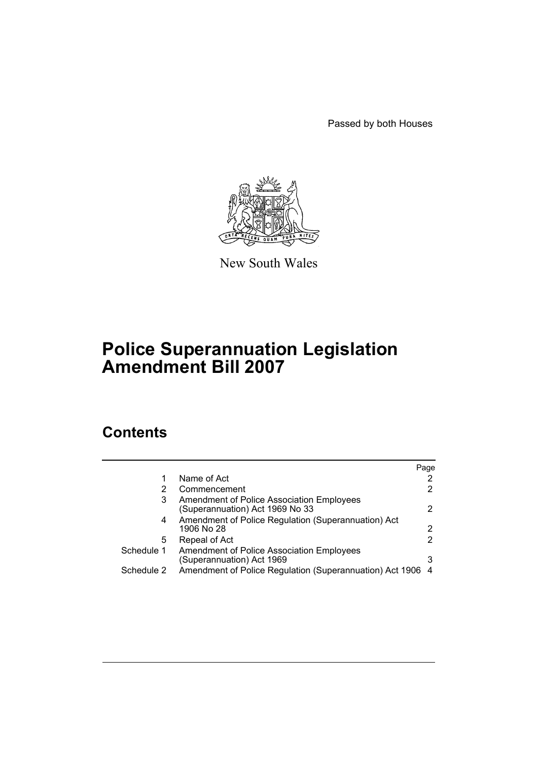Passed by both Houses

New South Wales

# Police Superannuation Legislation Amendment Bill 2007

## Contents

| | | Page |
|---|---|---|
| 1 | Name of Act | 2 |
| 2 | Commencement | 2 |
| 3 | Amendment of Police Association Employees (Superannuation) Act 1969 No 33 | 2 |
| 4 | Amendment of Police Regulation (Superannuation) Act 1906 No 28 | 2 |
| 5 | Repeal of Act | 2 |
| Schedule 1 | Amendment of Police Association Employees (Superannuation) Act 1969 | 3 |
| Schedule 2 | Amendment of Police Regulation (Superannuation) Act 1906 | 4 |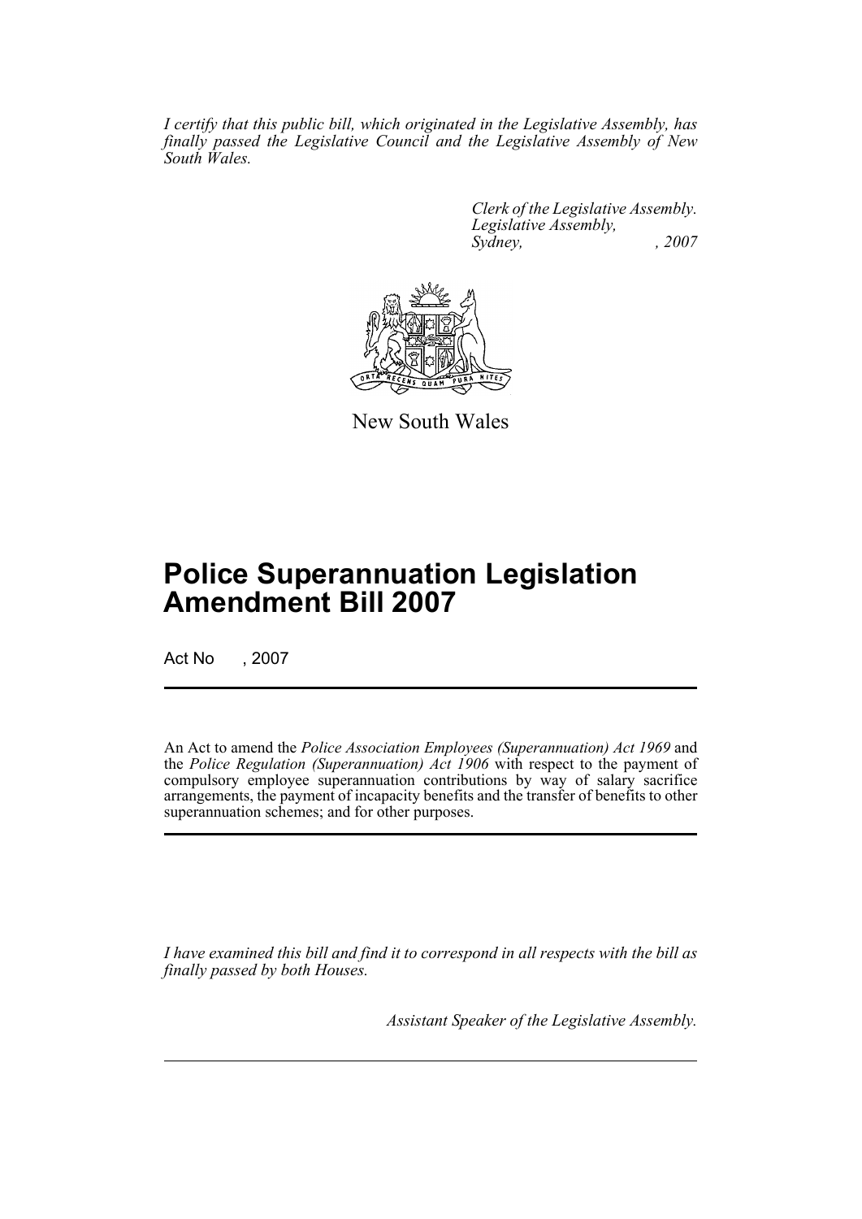*I certify that this public bill, which originated in the Legislative Assembly, has finally passed the Legislative Council and the Legislative Assembly of New South Wales.*

*Clerk of the Legislative Assembly.*
*Legislative Assembly,*
*Sydney, , 2007*

New South Wales

# Police Superannuation Legislation Amendment Bill 2007

Act No , 2007

An Act to amend the *Police Association Employees (Superannuation) Act 1969* and the *Police Regulation (Superannuation) Act 1906* with respect to the payment of compulsory employee superannuation contributions by way of salary sacrifice arrangements, the payment of incapacity benefits and the transfer of benefits to other superannuation schemes; and for other purposes.

*I have examined this bill and find it to correspond in all respects with the bill as finally passed by both Houses.*

*Assistant Speaker of the Legislative Assembly.*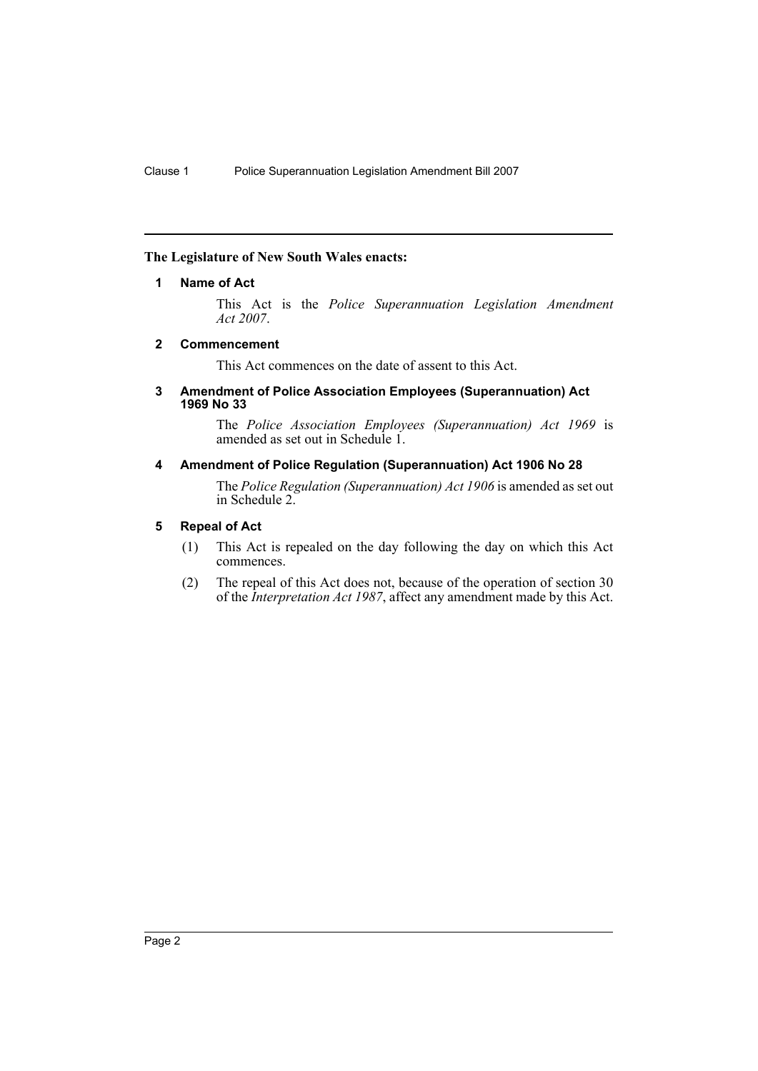**The Legislature of New South Wales enacts:**

### 1 Name of Act

This Act is the *Police Superannuation Legislation Amendment Act 2007*.

### 2 Commencement

This Act commences on the date of assent to this Act.

### 3 Amendment of Police Association Employees (Superannuation) Act 1969 No 33

The *Police Association Employees (Superannuation) Act 1969* is amended as set out in Schedule 1.

### 4 Amendment of Police Regulation (Superannuation) Act 1906 No 28

The *Police Regulation (Superannuation) Act 1906* is amended as set out in Schedule 2.

### 5 Repeal of Act

(1) This Act is repealed on the day following the day on which this Act commences.

(2) The repeal of this Act does not, because of the operation of section 30 of the *Interpretation Act 1987*, affect any amendment made by this Act.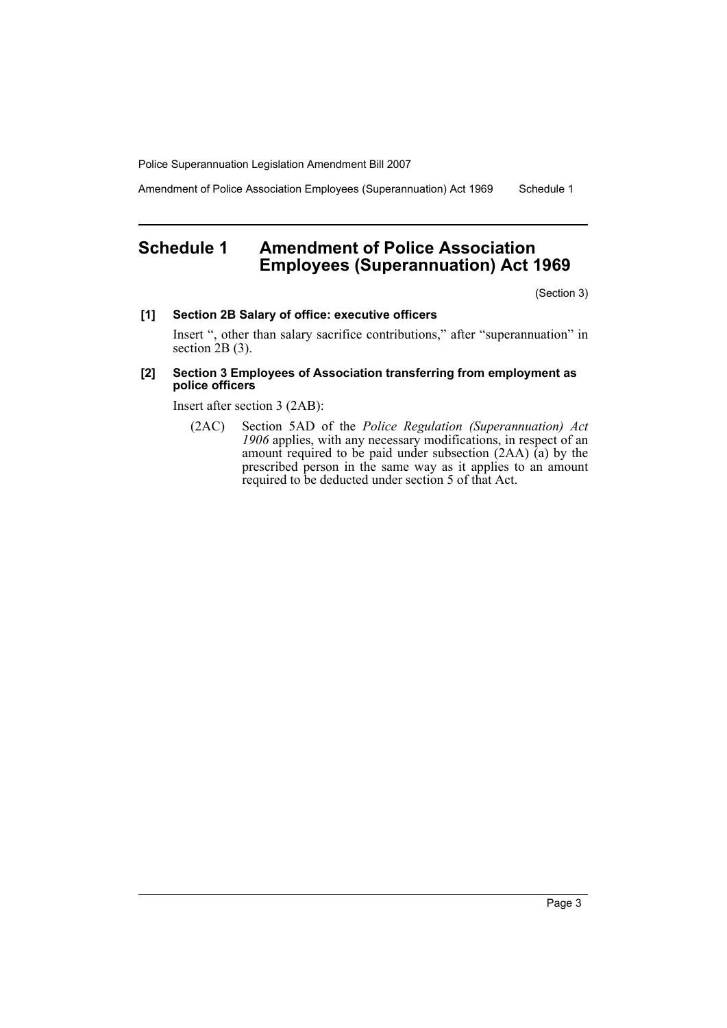## Schedule 1 Amendment of Police Association Employees (Superannuation) Act 1969

(Section 3)

**[1] Section 2B Salary of office: executive officers**

Insert ", other than salary sacrifice contributions," after "superannuation" in section 2B (3).

**[2] Section 3 Employees of Association transferring from employment as police officers**

Insert after section 3 (2AB):

(2AC) Section 5AD of the *Police Regulation (Superannuation) Act 1906* applies, with any necessary modifications, in respect of an amount required to be paid under subsection (2AA) (a) by the prescribed person in the same way as it applies to an amount required to be deducted under section 5 of that Act.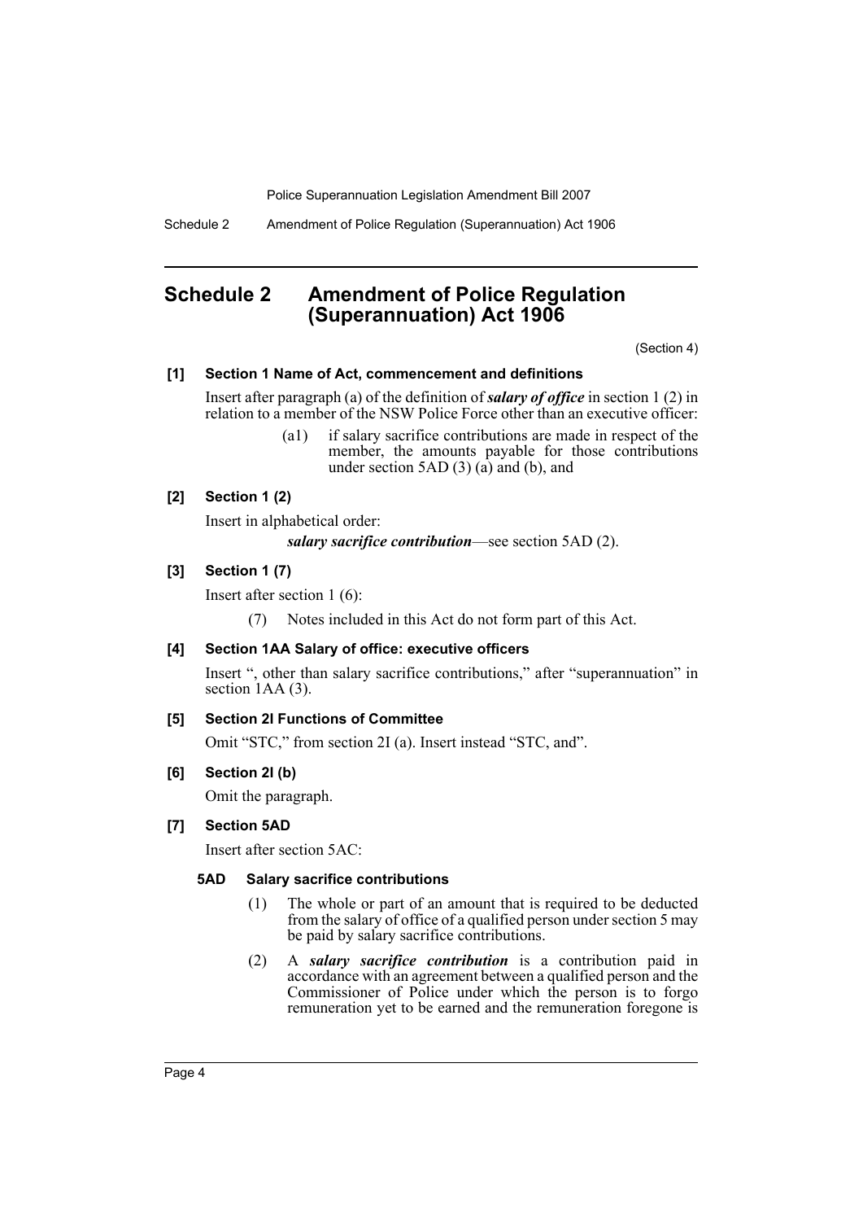# Schedule 2 Amendment of Police Regulation (Superannuation) Act 1906

(Section 4)

**[1] Section 1 Name of Act, commencement and definitions**

Insert after paragraph (a) of the definition of ***salary of office*** in section 1 (2) in relation to a member of the NSW Police Force other than an executive officer:

> (a1) if salary sacrifice contributions are made in respect of the member, the amounts payable for those contributions under section 5AD (3) (a) and (b), and

**[2] Section 1 (2)**

Insert in alphabetical order:

> ***salary sacrifice contribution***—see section 5AD (2).

**[3] Section 1 (7)**

Insert after section 1 (6):

> (7) Notes included in this Act do not form part of this Act.

**[4] Section 1AA Salary of office: executive officers**

Insert ", other than salary sacrifice contributions," after "superannuation" in section 1AA (3).

**[5] Section 2I Functions of Committee**

Omit "STC," from section 2I (a). Insert instead "STC, and".

**[6] Section 2I (b)**

Omit the paragraph.

**[7] Section 5AD**

Insert after section 5AC:

> **5AD Salary sacrifice contributions**
>
> (1) The whole or part of an amount that is required to be deducted from the salary of office of a qualified person under section 5 may be paid by salary sacrifice contributions.
>
> (2) A ***salary sacrifice contribution*** is a contribution paid in accordance with an agreement between a qualified person and the Commissioner of Police under which the person is to forgo remuneration yet to be earned and the remuneration foregone is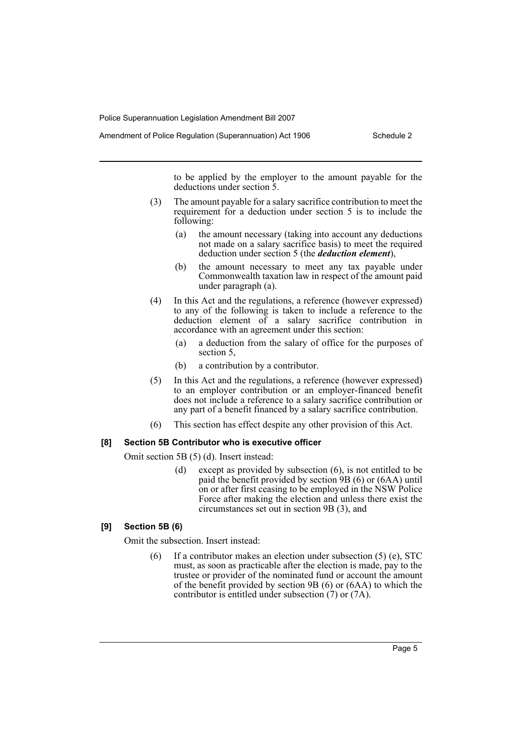to be applied by the employer to the amount payable for the deductions under section 5.

(3) The amount payable for a salary sacrifice contribution to meet the requirement for a deduction under section 5 is to include the following:

(a) the amount necessary (taking into account any deductions not made on a salary sacrifice basis) to meet the required deduction under section 5 (the ***deduction element***),

(b) the amount necessary to meet any tax payable under Commonwealth taxation law in respect of the amount paid under paragraph (a).

(4) In this Act and the regulations, a reference (however expressed) to any of the following is taken to include a reference to the deduction element of a salary sacrifice contribution in accordance with an agreement under this section:

(a) a deduction from the salary of office for the purposes of section 5,

(b) a contribution by a contributor.

(5) In this Act and the regulations, a reference (however expressed) to an employer contribution or an employer-financed benefit does not include a reference to a salary sacrifice contribution or any part of a benefit financed by a salary sacrifice contribution.

(6) This section has effect despite any other provision of this Act.

**[8] Section 5B Contributor who is executive officer**

Omit section 5B (5) (d). Insert instead:

(d) except as provided by subsection (6), is not entitled to be paid the benefit provided by section 9B (6) or (6AA) until on or after first ceasing to be employed in the NSW Police Force after making the election and unless there exist the circumstances set out in section 9B (3), and

**[9] Section 5B (6)**

Omit the subsection. Insert instead:

(6) If a contributor makes an election under subsection (5) (e), STC must, as soon as practicable after the election is made, pay to the trustee or provider of the nominated fund or account the amount of the benefit provided by section 9B (6) or (6AA) to which the contributor is entitled under subsection (7) or (7A).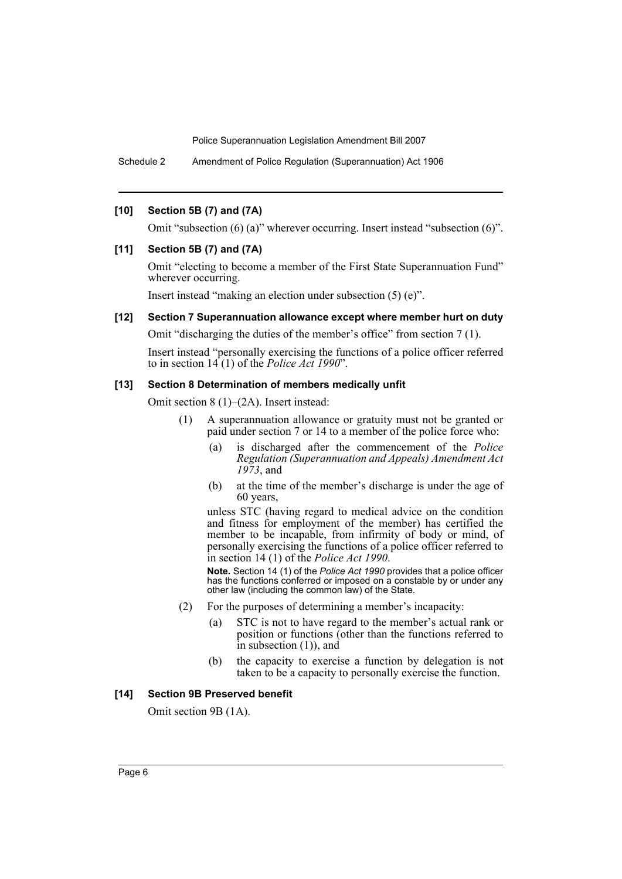### [10] Section 5B (7) and (7A)

Omit "subsection (6) (a)" wherever occurring. Insert instead "subsection (6)".

### [11] Section 5B (7) and (7A)

Omit "electing to become a member of the First State Superannuation Fund" wherever occurring.

Insert instead "making an election under subsection (5) (e)".

### [12] Section 7 Superannuation allowance except where member hurt on duty

Omit "discharging the duties of the member's office" from section 7 (1).

Insert instead "personally exercising the functions of a police officer referred to in section 14 (1) of the *Police Act 1990*".

### [13] Section 8 Determination of members medically unfit

Omit section 8 (1)–(2A). Insert instead:

(1) A superannuation allowance or gratuity must not be granted or paid under section 7 or 14 to a member of the police force who:

- (a) is discharged after the commencement of the *Police Regulation (Superannuation and Appeals) Amendment Act 1973*, and
- (b) at the time of the member's discharge is under the age of 60 years,

unless STC (having regard to medical advice on the condition and fitness for employment of the member) has certified the member to be incapable, from infirmity of body or mind, of personally exercising the functions of a police officer referred to in section 14 (1) of the *Police Act 1990*.

**Note.** Section 14 (1) of the *Police Act 1990* provides that a police officer has the functions conferred or imposed on a constable by or under any other law (including the common law) of the State.

(2) For the purposes of determining a member's incapacity:

- (a) STC is not to have regard to the member's actual rank or position or functions (other than the functions referred to in subsection (1)), and
- (b) the capacity to exercise a function by delegation is not taken to be a capacity to personally exercise the function.

### [14] Section 9B Preserved benefit

Omit section 9B (1A).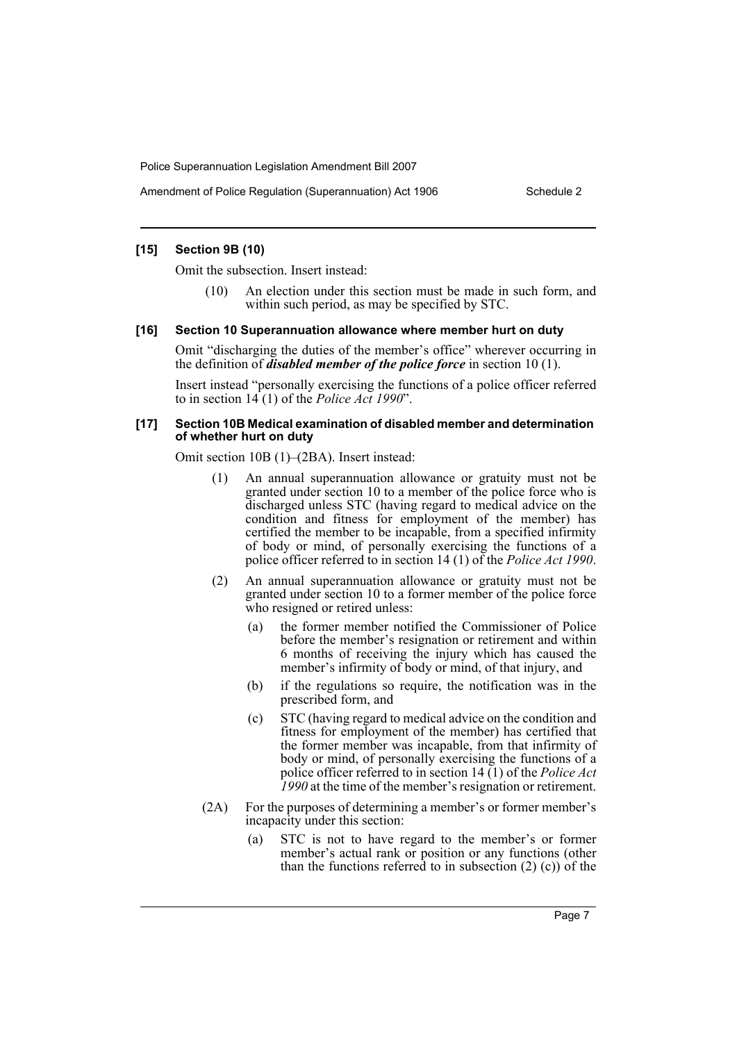### [15] Section 9B (10)

Omit the subsection. Insert instead:

> (10) An election under this section must be made in such form, and within such period, as may be specified by STC.

### [16] Section 10 Superannuation allowance where member hurt on duty

Omit "discharging the duties of the member's office" wherever occurring in the definition of ***disabled member of the police force*** in section 10 (1).

Insert instead "personally exercising the functions of a police officer referred to in section 14 (1) of the *Police Act 1990*".

### [17] Section 10B Medical examination of disabled member and determination of whether hurt on duty

Omit section 10B (1)–(2BA). Insert instead:

> (1) An annual superannuation allowance or gratuity must not be granted under section 10 to a member of the police force who is discharged unless STC (having regard to medical advice on the condition and fitness for employment of the member) has certified the member to be incapable, from a specified infirmity of body or mind, of personally exercising the functions of a police officer referred to in section 14 (1) of the *Police Act 1990*.
>
> (2) An annual superannuation allowance or gratuity must not be granted under section 10 to a former member of the police force who resigned or retired unless:
>
> (a) the former member notified the Commissioner of Police before the member's resignation or retirement and within 6 months of receiving the injury which has caused the member's infirmity of body or mind, of that injury, and
>
> (b) if the regulations so require, the notification was in the prescribed form, and
>
> (c) STC (having regard to medical advice on the condition and fitness for employment of the member) has certified that the former member was incapable, from that infirmity of body or mind, of personally exercising the functions of a police officer referred to in section 14 (1) of the *Police Act 1990* at the time of the member's resignation or retirement.
>
> (2A) For the purposes of determining a member's or former member's incapacity under this section:
>
> (a) STC is not to have regard to the member's or former member's actual rank or position or any functions (other than the functions referred to in subsection (2) (c)) of the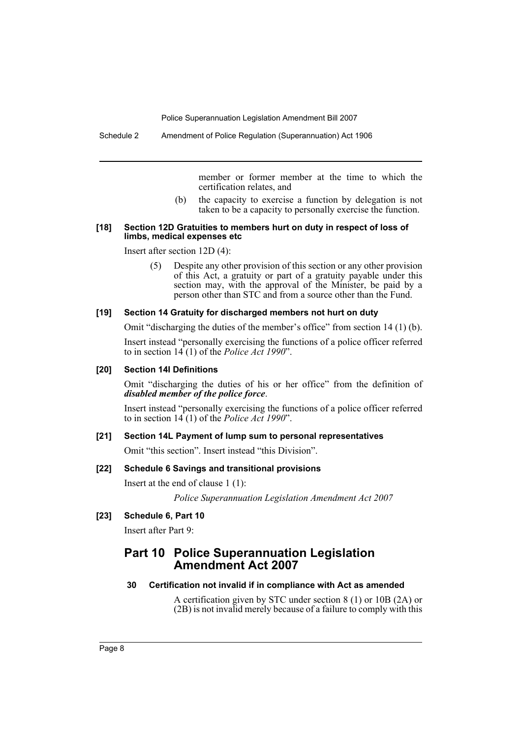member or former member at the time to which the certification relates, and

(b) the capacity to exercise a function by delegation is not taken to be a capacity to personally exercise the function.

#### [18] Section 12D Gratuities to members hurt on duty in respect of loss of limbs, medical expenses etc

Insert after section 12D (4):

> (5) Despite any other provision of this section or any other provision of this Act, a gratuity or part of a gratuity payable under this section may, with the approval of the Minister, be paid by a person other than STC and from a source other than the Fund.

#### [19] Section 14 Gratuity for discharged members not hurt on duty

Omit "discharging the duties of the member's office" from section 14 (1) (b).

Insert instead "personally exercising the functions of a police officer referred to in section 14 (1) of the *Police Act 1990*".

#### [20] Section 14I Definitions

Omit "discharging the duties of his or her office" from the definition of ***disabled member of the police force***.

Insert instead "personally exercising the functions of a police officer referred to in section 14 (1) of the *Police Act 1990*".

#### [21] Section 14L Payment of lump sum to personal representatives

Omit "this section". Insert instead "this Division".

#### [22] Schedule 6 Savings and transitional provisions

Insert at the end of clause 1 (1):

> *Police Superannuation Legislation Amendment Act 2007*

#### [23] Schedule 6, Part 10

Insert after Part 9:

## Part 10 Police Superannuation Legislation Amendment Act 2007

#### 30 Certification not invalid if in compliance with Act as amended

A certification given by STC under section 8 (1) or 10B (2A) or (2B) is not invalid merely because of a failure to comply with this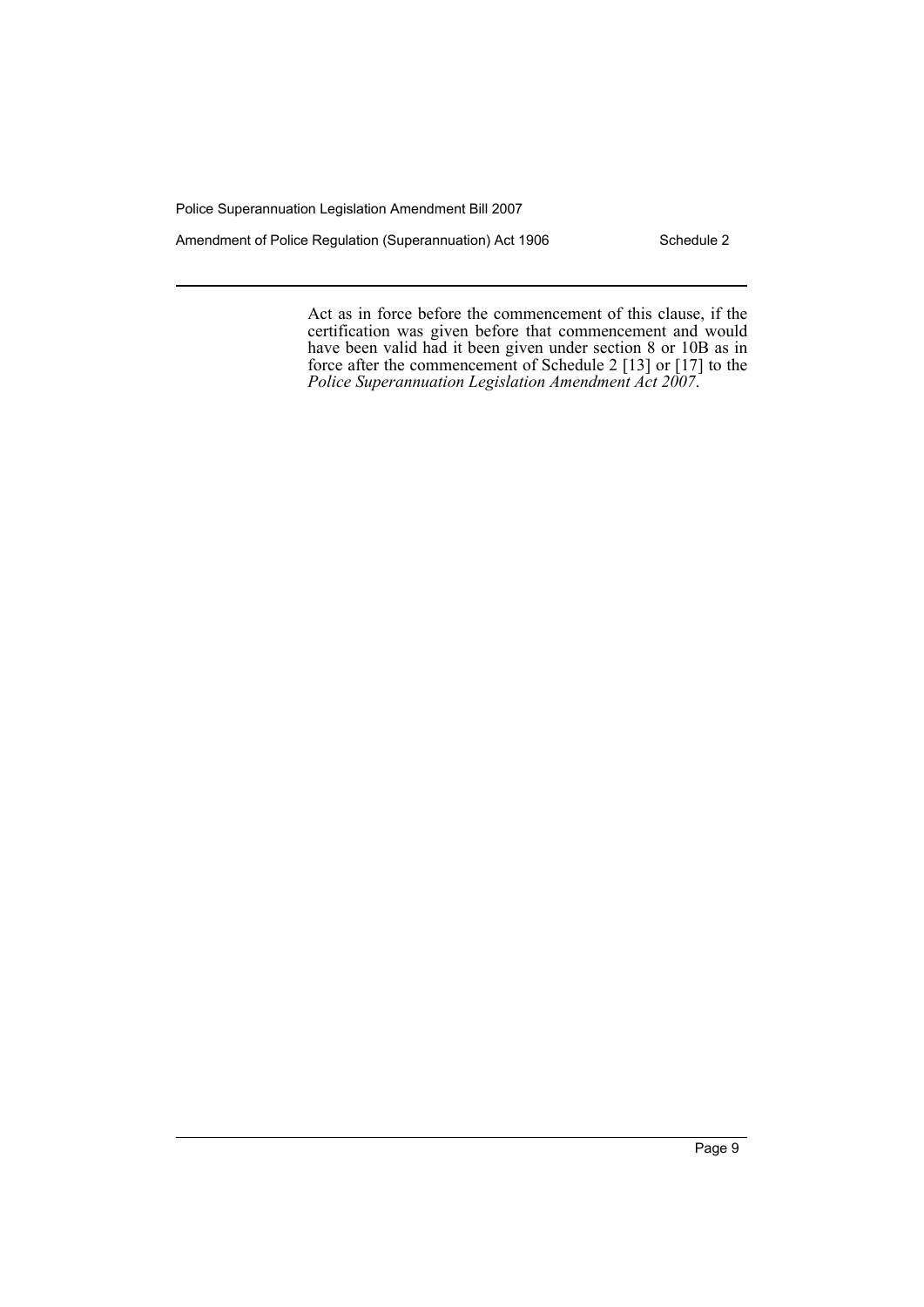Act as in force before the commencement of this clause, if the certification was given before that commencement and would have been valid had it been given under section 8 or 10B as in force after the commencement of Schedule 2 [13] or [17] to the *Police Superannuation Legislation Amendment Act 2007*.